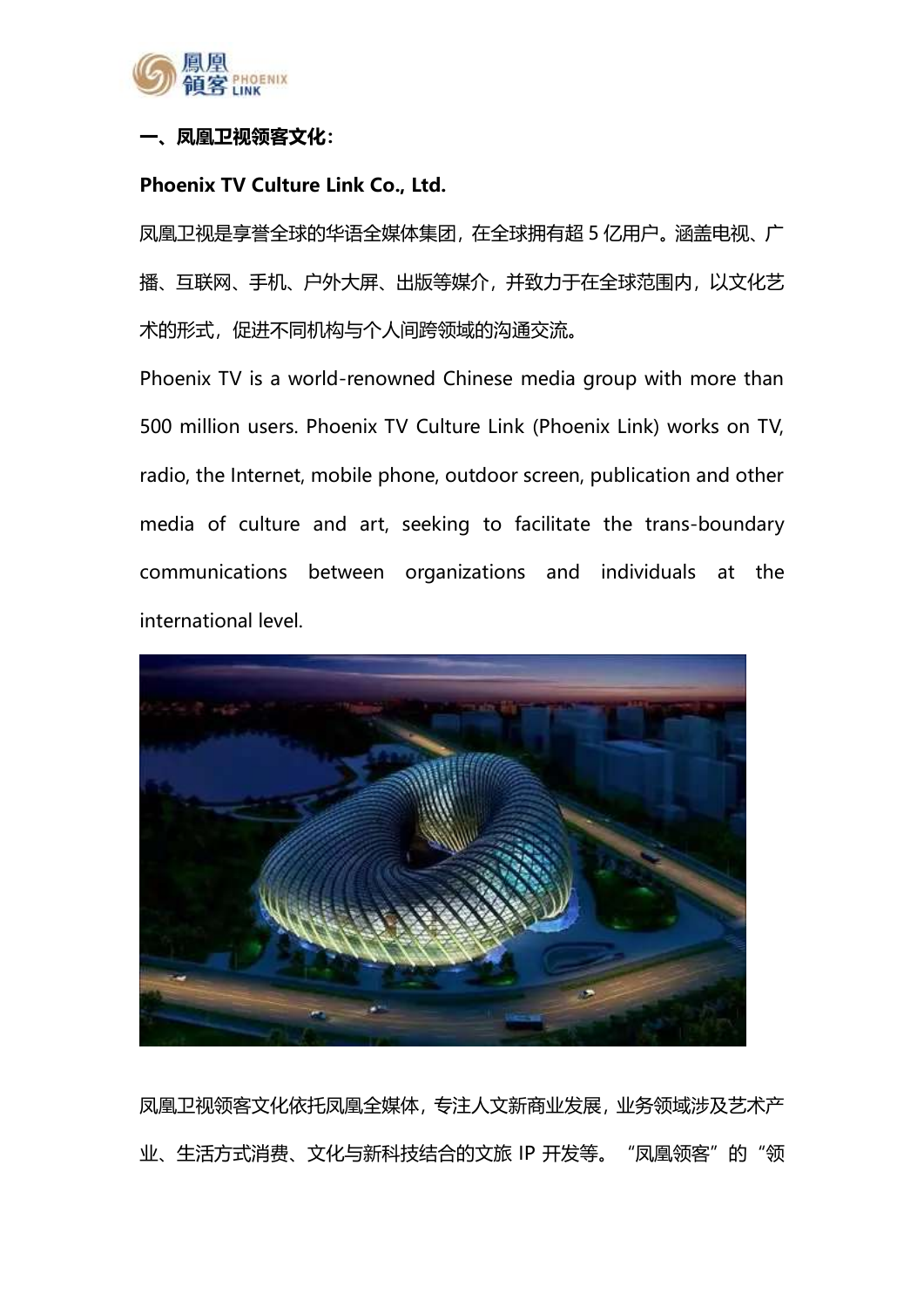## 一、凤凰卫视领客文化：

**Phoenix TV Culture Link Co., Ltd.**

凤凰卫视是享誉全球的华语全媒体集团，在全球拥有超 5 亿用户。涵盖电视、广播、互联网、手机、户外大屏、出版等媒介，并致力于在全球范围内，以文化艺术的形式，促进不同机构与个人间跨领域的沟通交流。

Phoenix TV is a world-renowned Chinese media group with more than 500 million users. Phoenix TV Culture Link (Phoenix Link) works on TV, radio, the Internet, mobile phone, outdoor screen, publication and other media of culture and art, seeking to facilitate the trans-boundary communications between organizations and individuals at the international level.

凤凰卫视领客文化依托凤凰全媒体，专注人文新商业发展，业务领域涉及艺术产业、生活方式消费、文化与新科技结合的文旅 IP 开发等。“凤凰领客”的“领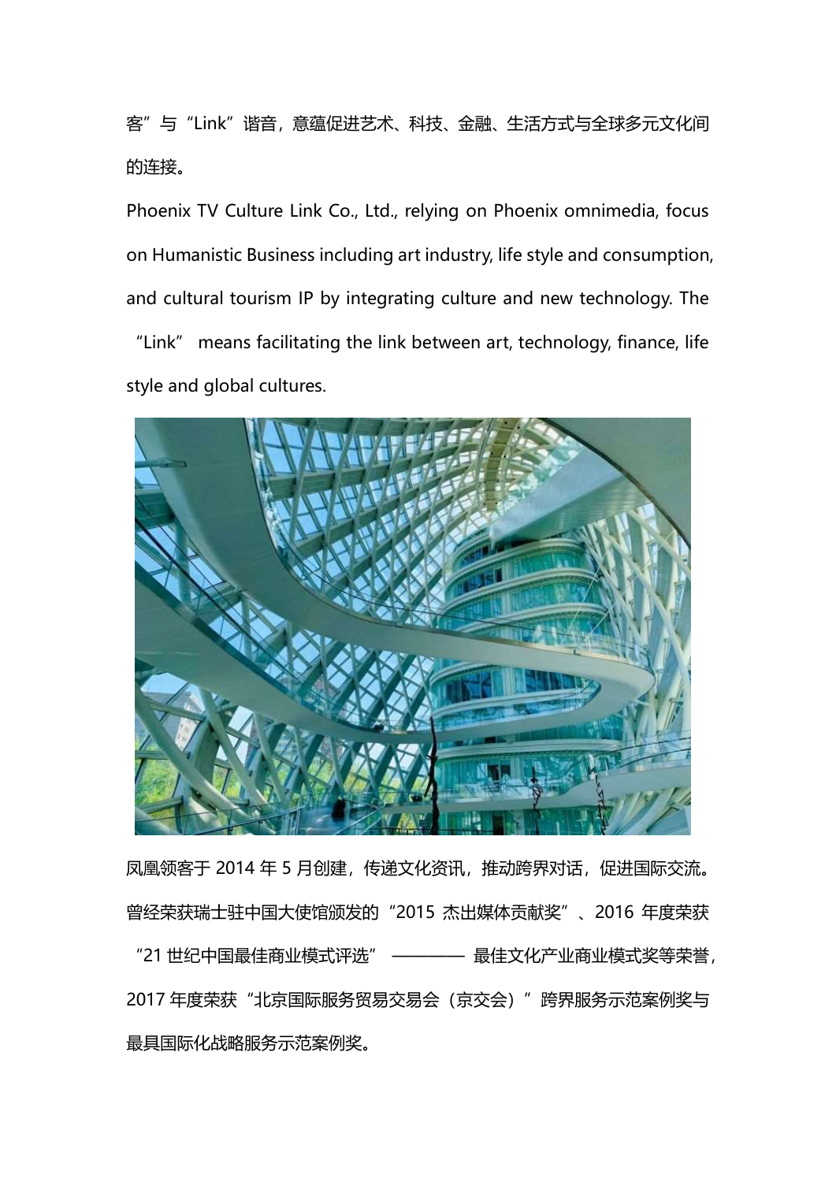客”与“Link”谐音，意蕴促进艺术、科技、金融、生活方式与全球多元文化间的连接。

Phoenix TV Culture Link Co., Ltd., relying on Phoenix omnimedia, focus on Humanistic Business including art industry, life style and consumption, and cultural tourism IP by integrating culture and new technology. The “Link” means facilitating the link between art, technology, finance, life style and global cultures.

凤凰领客于 2014 年 5 月创建，传递文化资讯，推动跨界对话，促进国际交流。曾经荣获瑞士驻中国大使馆颁发的“2015 杰出媒体贡献奖”、2016 年度荣获“21 世纪中国最佳商业模式评选” ———— 最佳文化产业商业模式奖等荣誉，2017 年度荣获“北京国际服务贸易交易会（京交会）”跨界服务示范案例奖与最具国际化战略服务示范案例奖。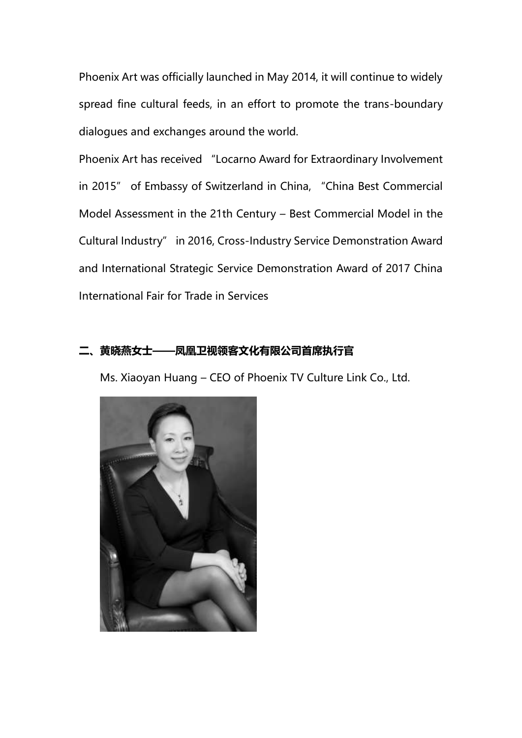Phoenix Art was officially launched in May 2014, it will continue to widely spread fine cultural feeds, in an effort to promote the trans-boundary dialogues and exchanges around the world.

Phoenix Art has received "Locarno Award for Extraordinary Involvement in 2015" of Embassy of Switzerland in China, "China Best Commercial Model Assessment in the 21th Century – Best Commercial Model in the Cultural Industry" in 2016, Cross-Industry Service Demonstration Award and International Strategic Service Demonstration Award of 2017 China International Fair for Trade in Services

## 二、黄晓燕女士——凤凰卫视领客文化有限公司首席执行官

Ms. Xiaoyan Huang – CEO of Phoenix TV Culture Link Co., Ltd.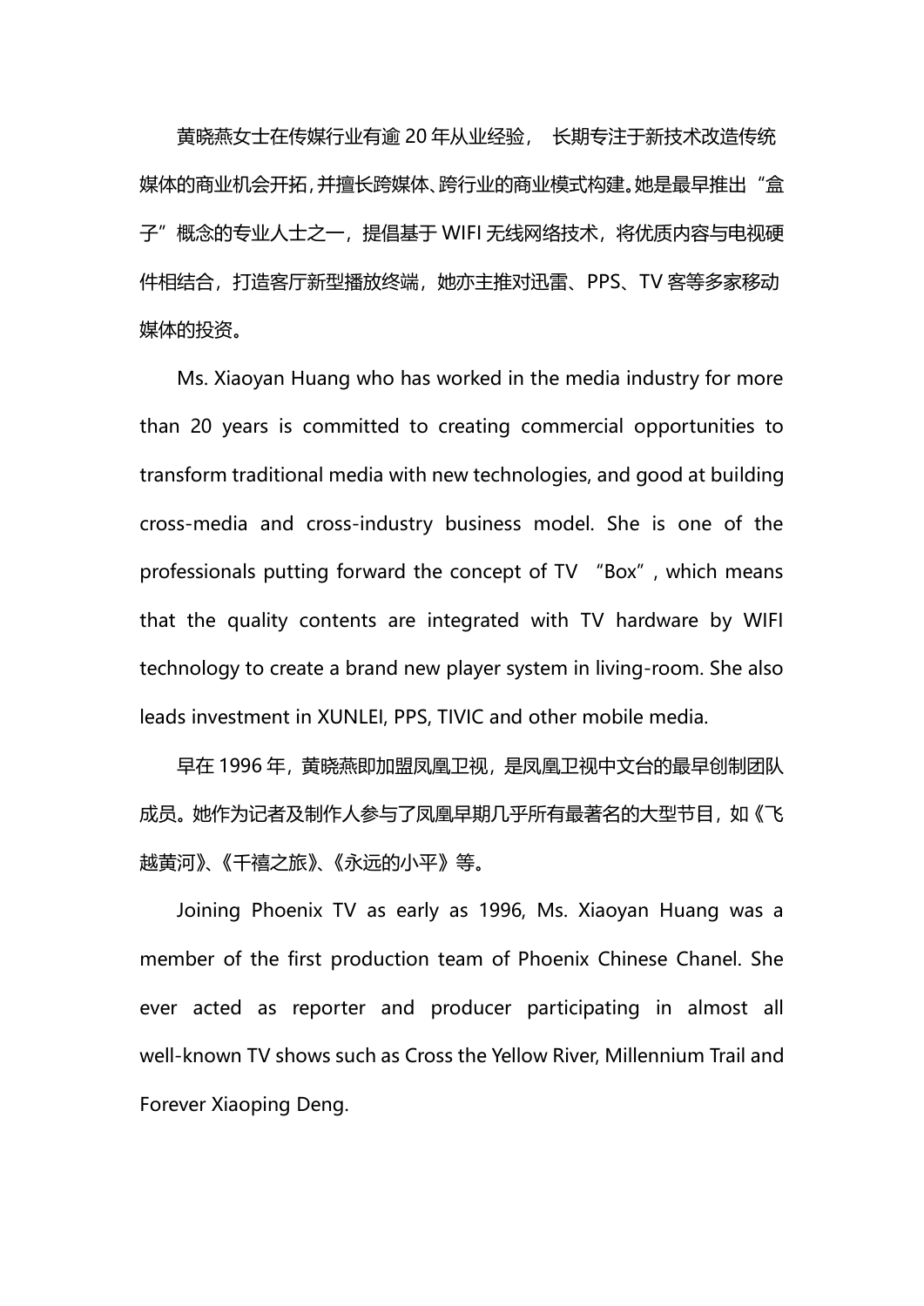黄晓燕女士在传媒行业有逾 20 年从业经验，长期专注于新技术改造传统媒体的商业机会开拓，并擅长跨媒体、跨行业的商业模式构建。她是最早推出“盒子”概念的专业人士之一，提倡基于 WIFI 无线网络技术，将优质内容与电视硬件相结合，打造客厅新型播放终端，她亦主推对迅雷、PPS、TV 客等多家移动媒体的投资。

Ms. Xiaoyan Huang who has worked in the media industry for more than 20 years is committed to creating commercial opportunities to transform traditional media with new technologies, and good at building cross-media and cross-industry business model. She is one of the professionals putting forward the concept of TV “Box”, which means that the quality contents are integrated with TV hardware by WIFI technology to create a brand new player system in living-room. She also leads investment in XUNLEI, PPS, TIVIC and other mobile media.

早在 1996 年，黄晓燕即加盟凤凰卫视，是凤凰卫视中文台的最早创制团队成员。她作为记者及制作人参与了凤凰早期几乎所有最著名的大型节目，如《飞越黄河》、《千禧之旅》、《永远的小平》等。

Joining Phoenix TV as early as 1996, Ms. Xiaoyan Huang was a member of the first production team of Phoenix Chinese Chanel. She ever acted as reporter and producer participating in almost all well-known TV shows such as Cross the Yellow River, Millennium Trail and Forever Xiaoping Deng.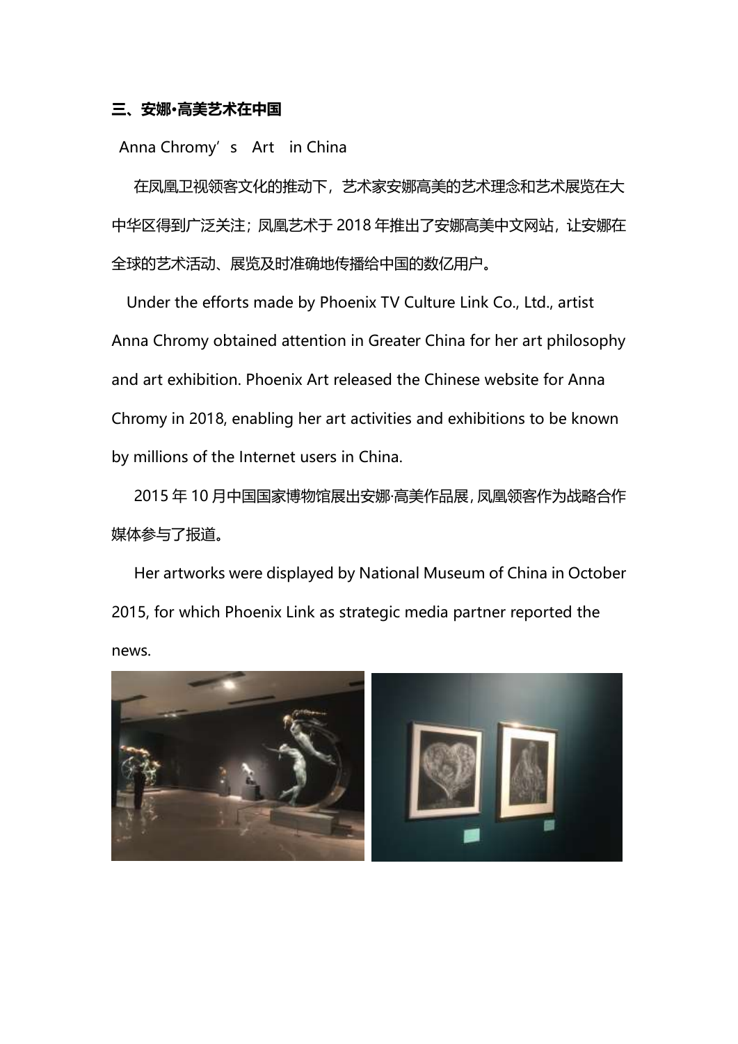### 三、安娜•高美艺术在中国

Anna Chromy’s Art in China

在凤凰卫视领客文化的推动下，艺术家安娜高美的艺术理念和艺术展览在大中华区得到广泛关注；凤凰艺术于 2018 年推出了安娜高美中文网站，让安娜在全球的艺术活动、展览及时准确地传播给中国的数亿用户。

Under the efforts made by Phoenix TV Culture Link Co., Ltd., artist Anna Chromy obtained attention in Greater China for her art philosophy and art exhibition. Phoenix Art released the Chinese website for Anna Chromy in 2018, enabling her art activities and exhibitions to be known by millions of the Internet users in China.

2015 年 10 月中国国家博物馆展出安娜·高美作品展，凤凰领客作为战略合作媒体参与了报道。

Her artworks were displayed by National Museum of China in October 2015, for which Phoenix Link as strategic media partner reported the news.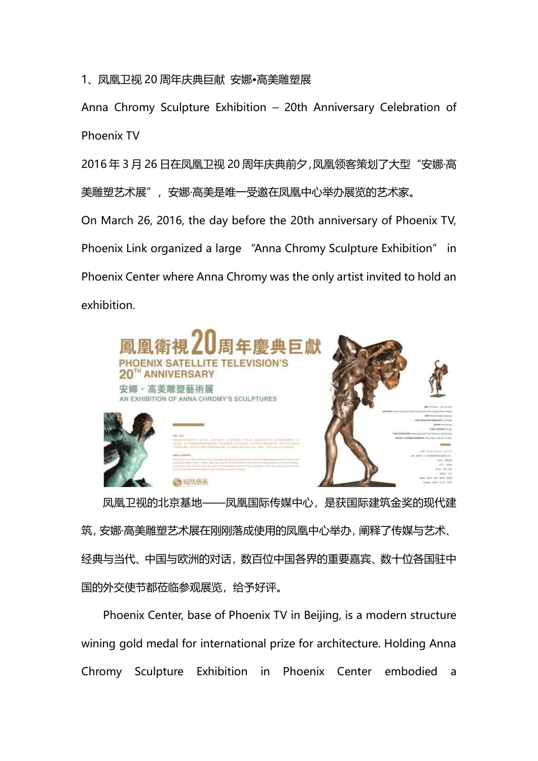1、凤凰卫视 20 周年庆典巨献 安娜•高美雕塑展

Anna Chromy Sculpture Exhibition – 20th Anniversary Celebration of Phoenix TV

2016 年 3 月 26 日在凤凰卫视 20 周年庆典前夕，凤凰领客策划了大型“安娜·高美雕塑艺术展”，安娜·高美是唯一受邀在凤凰中心举办展览的艺术家。

On March 26, 2016, the day before the 20th anniversary of Phoenix TV, Phoenix Link organized a large “Anna Chromy Sculpture Exhibition” in Phoenix Center where Anna Chromy was the only artist invited to hold an exhibition.

凤凰卫视的北京基地——凤凰国际传媒中心，是获国际建筑金奖的现代建筑，安娜·高美雕塑艺术展在刚刚落成使用的凤凰中心举办，阐释了传媒与艺术、经典与当代、中国与欧洲的对话，数百位中国各界的重要嘉宾、数十位各国驻中国的外交使节都莅临参观展览，给予好评。

Phoenix Center, base of Phoenix TV in Beijing, is a modern structure wining gold medal for international prize for architecture. Holding Anna Chromy Sculpture Exhibition in Phoenix Center embodied a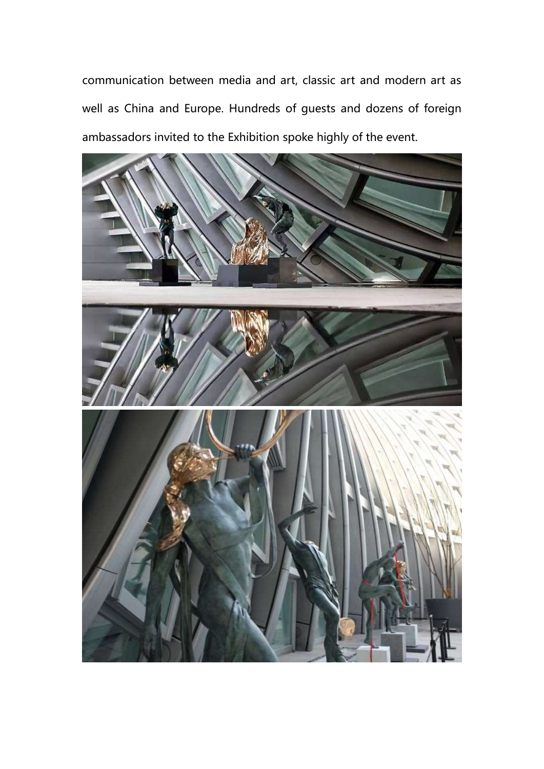communication between media and art, classic art and modern art as well as China and Europe. Hundreds of guests and dozens of foreign ambassadors invited to the Exhibition spoke highly of the event.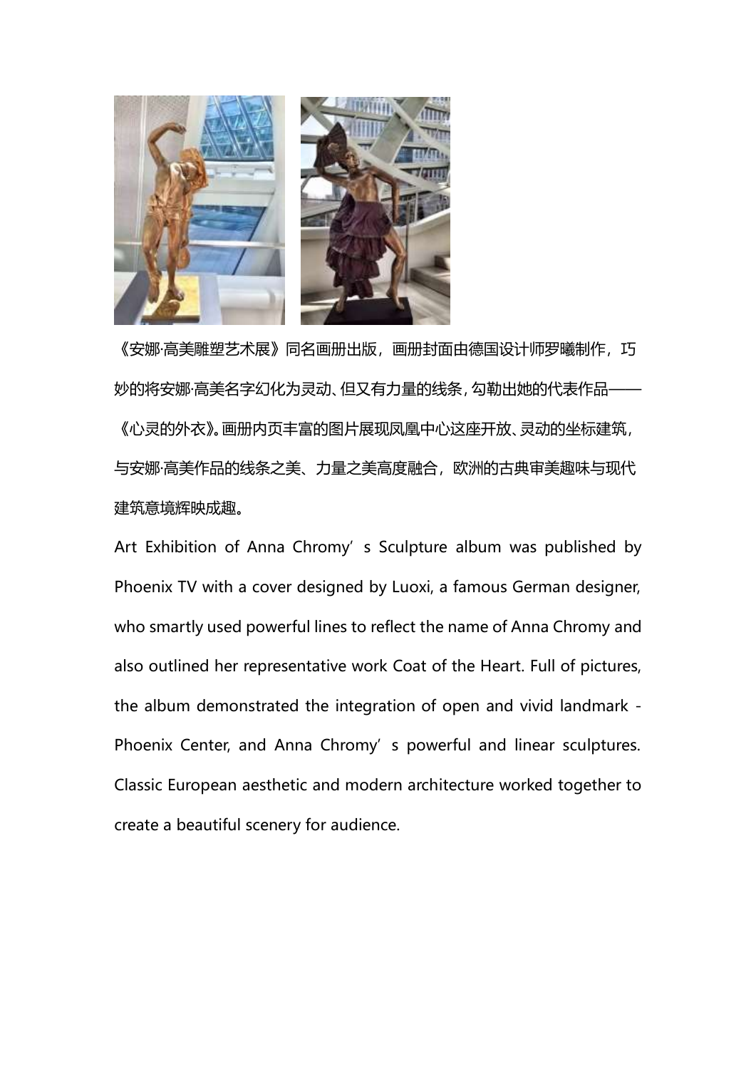《安娜·高美雕塑艺术展》同名画册出版，画册封面由德国设计师罗曦制作，巧妙的将安娜·高美名字幻化为灵动、但又有力量的线条，勾勒出她的代表作品——《心灵的外衣》。画册内页丰富的图片展现凤凰中心这座开放、灵动的坐标建筑，与安娜·高美作品的线条之美、力量之美高度融合，欧洲的古典审美趣味与现代建筑意境辉映成趣。

Art Exhibition of Anna Chromy's Sculpture album was published by Phoenix TV with a cover designed by Luoxi, a famous German designer, who smartly used powerful lines to reflect the name of Anna Chromy and also outlined her representative work Coat of the Heart. Full of pictures, the album demonstrated the integration of open and vivid landmark - Phoenix Center, and Anna Chromy's powerful and linear sculptures. Classic European aesthetic and modern architecture worked together to create a beautiful scenery for audience.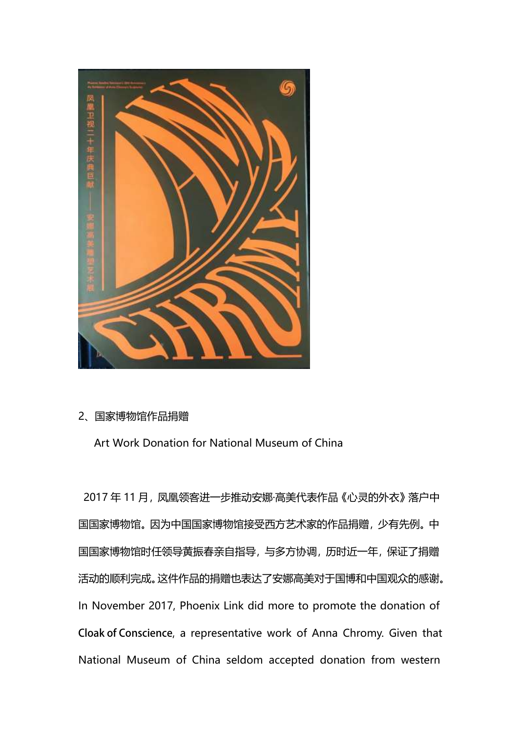2、国家博物馆作品捐赠

Art Work Donation for National Museum of China

2017年11月，凤凰领客进一步推动安娜·高美代表作品《心灵的外衣》落户中国国家博物馆。因为中国国家博物馆接受西方艺术家的作品捐赠，少有先例。中国国家博物馆时任领导黄振春亲自指导，与多方协调，历时近一年，保证了捐赠活动的顺利完成。这件作品的捐赠也表达了安娜高美对于国博和中国观众的感谢。

In November 2017, Phoenix Link did more to promote the donation of **Cloak of Conscience**, a representative work of Anna Chromy. Given that National Museum of China seldom accepted donation from western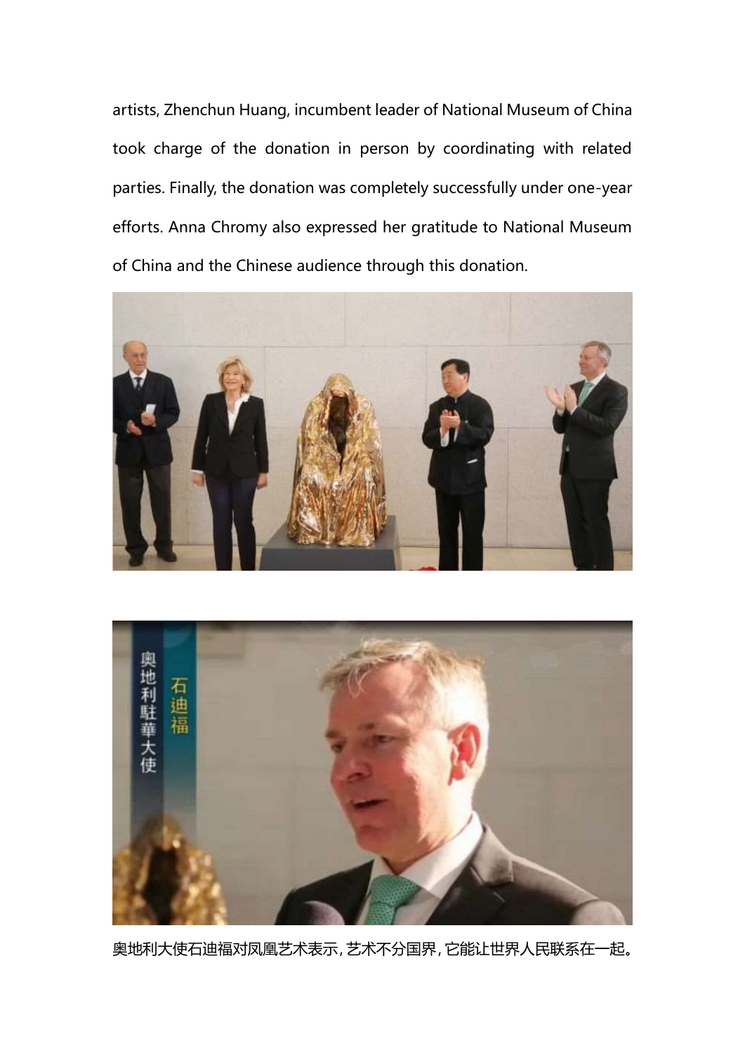artists, Zhenchun Huang, incumbent leader of National Museum of China took charge of the donation in person by coordinating with related parties. Finally, the donation was completely successfully under one-year efforts. Anna Chromy also expressed her gratitude to National Museum of China and the Chinese audience through this donation.

奥地利大使石迪福对凤凰艺术表示，艺术不分国界，它能让世界人民联系在一起。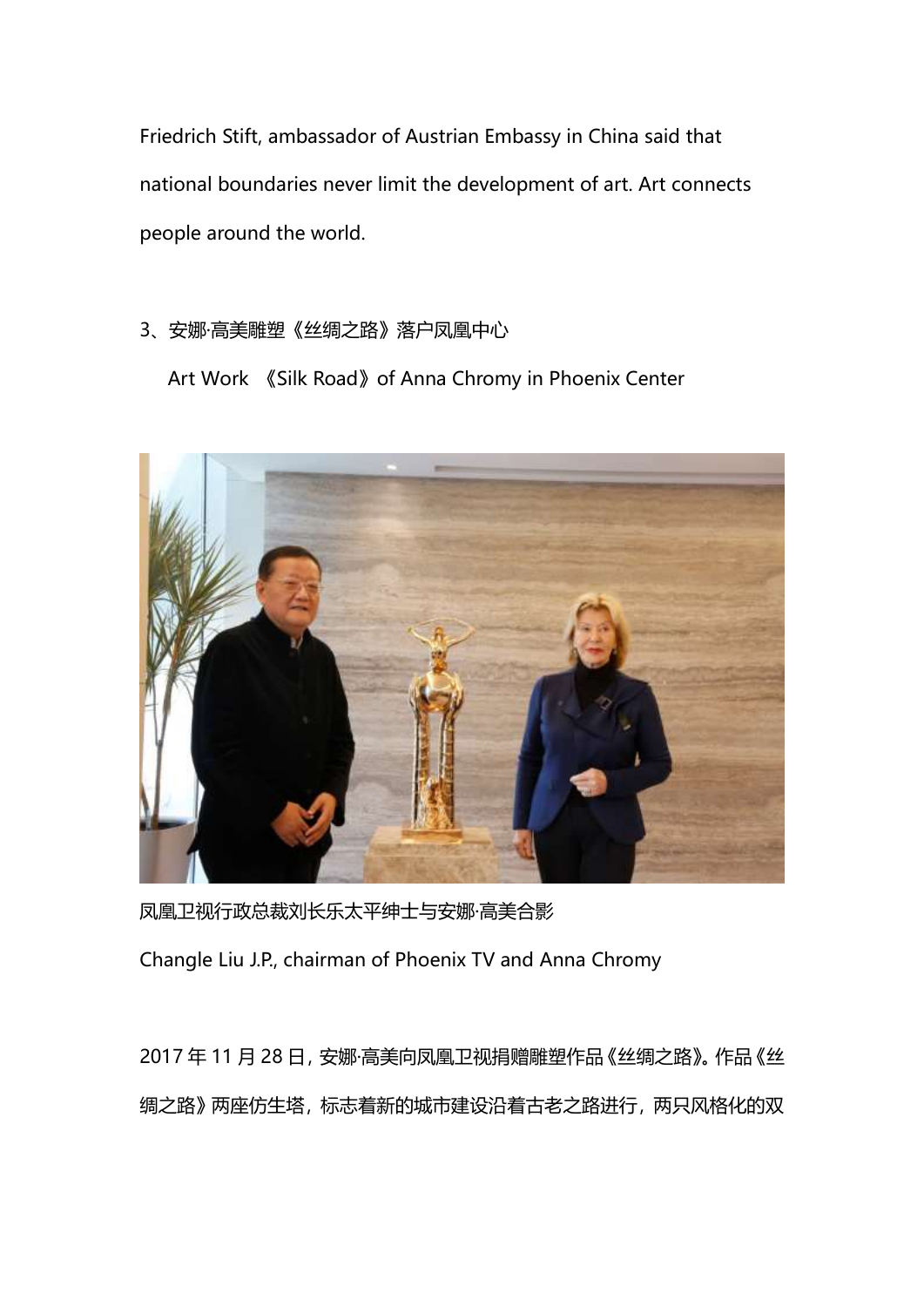Friedrich Stift, ambassador of Austrian Embassy in China said that national boundaries never limit the development of art. Art connects people around the world.

3、安娜·高美雕塑《丝绸之路》落户凤凰中心

Art Work 《Silk Road》of Anna Chromy in Phoenix Center

凤凰卫视行政总裁刘长乐太平绅士与安娜·高美合影

Changle Liu J.P., chairman of Phoenix TV and Anna Chromy

2017 年 11 月 28 日，安娜·高美向凤凰卫视捐赠雕塑作品《丝绸之路》。作品《丝绸之路》两座仿生塔，标志着新的城市建设沿着古老之路进行，两只风格化的双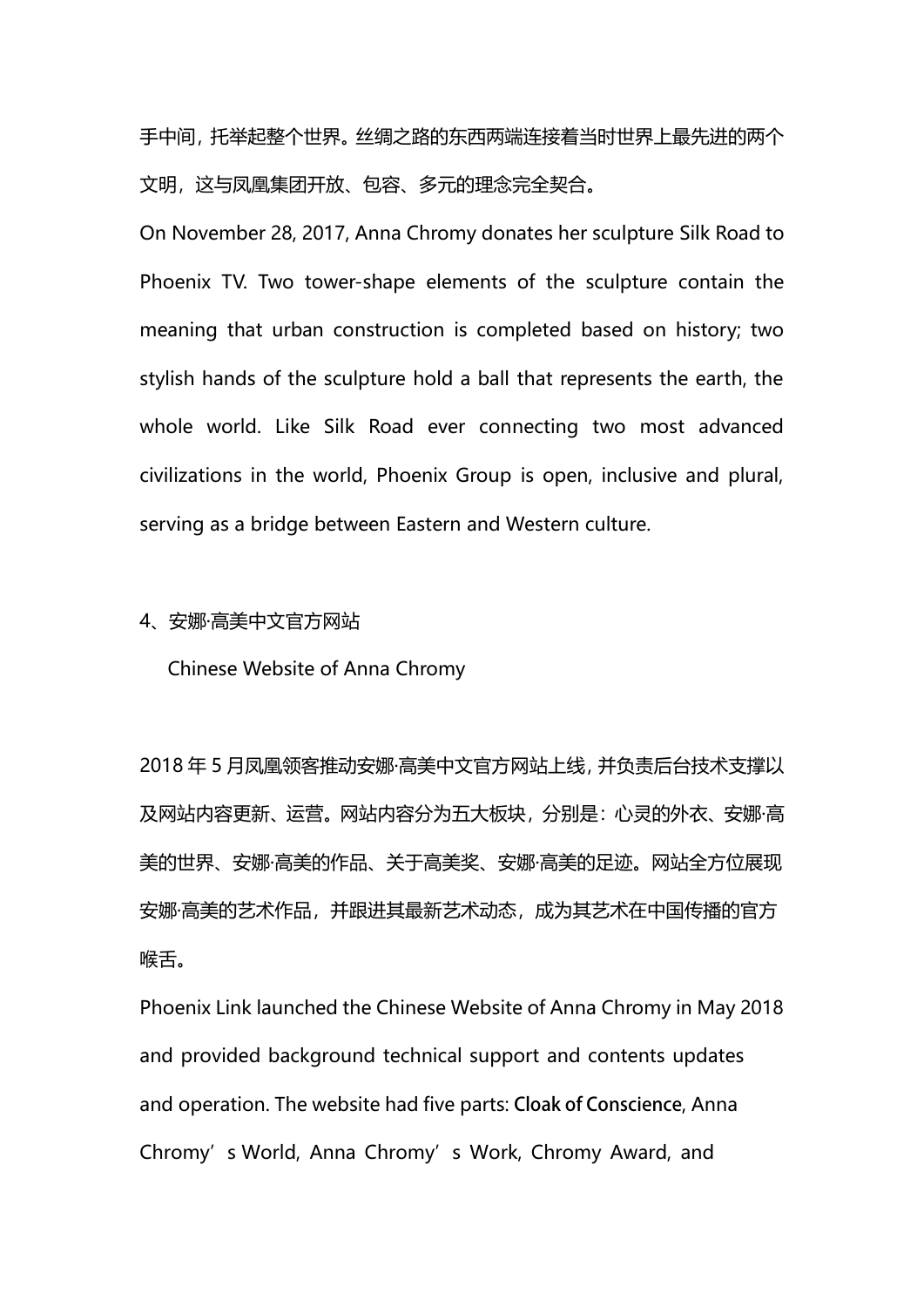手中间，托举起整个世界。丝绸之路的东西两端连接着当时世界上最先进的两个文明，这与凤凰集团开放、包容、多元的理念完全契合。

On November 28, 2017, Anna Chromy donates her sculpture Silk Road to Phoenix TV. Two tower-shape elements of the sculpture contain the meaning that urban construction is completed based on history; two stylish hands of the sculpture hold a ball that represents the earth, the whole world. Like Silk Road ever connecting two most advanced civilizations in the world, Phoenix Group is open, inclusive and plural, serving as a bridge between Eastern and Western culture.

## 4、安娜·高美中文官方网站

Chinese Website of Anna Chromy

2018 年 5 月凤凰领客推动安娜·高美中文官方网站上线，并负责后台技术支撑以及网站内容更新、运营。网站内容分为五大板块，分别是：心灵的外衣、安娜·高美的世界、安娜·高美的作品、关于高美奖、安娜·高美的足迹。网站全方位展现安娜·高美的艺术作品，并跟进其最新艺术动态，成为其艺术在中国传播的官方喉舌。

Phoenix Link launched the Chinese Website of Anna Chromy in May 2018 and provided background technical support and contents updates and operation. The website had five parts: **Cloak of Conscience**, Anna Chromy’s World, Anna Chromy’s Work, Chromy Award, and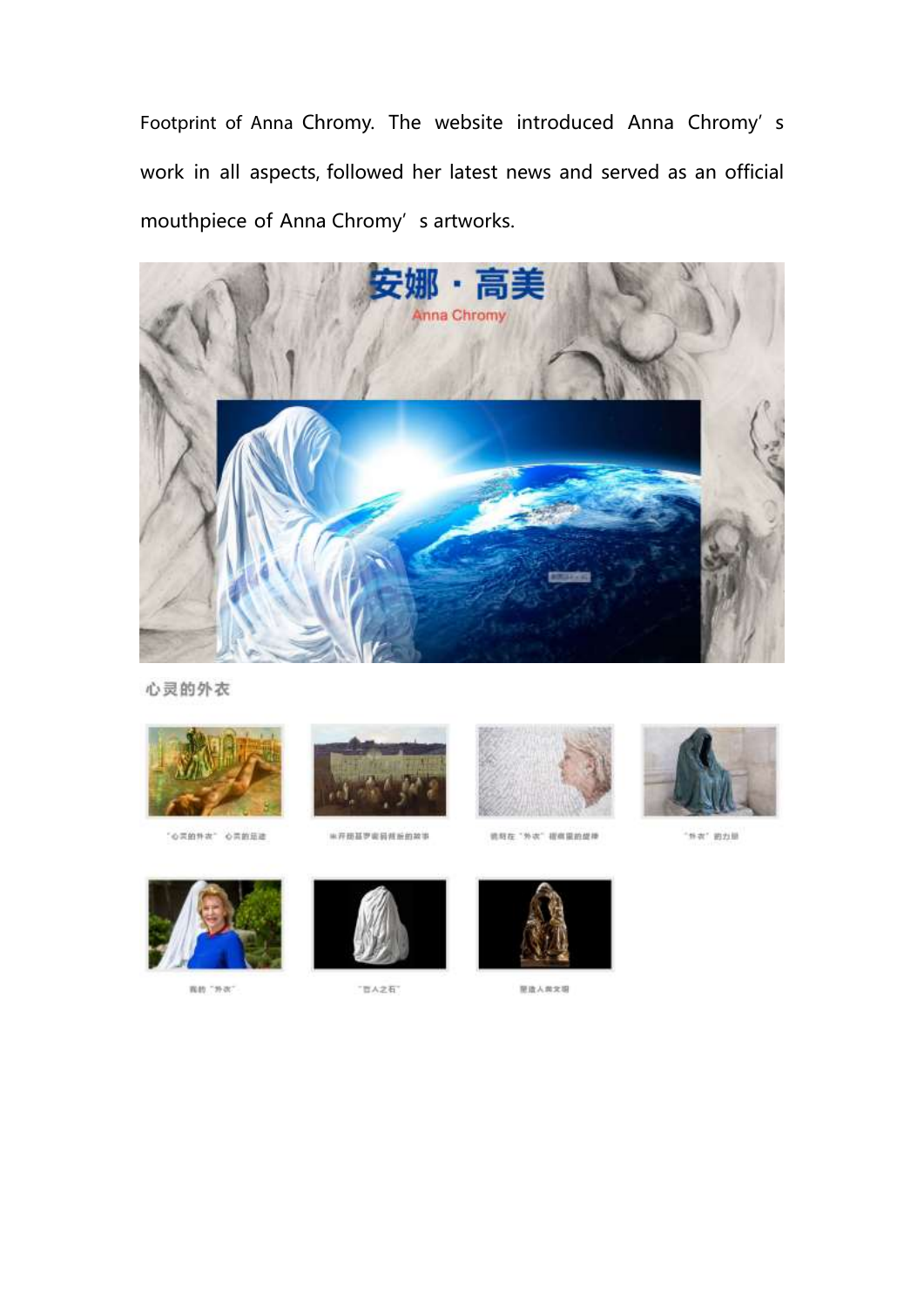Footprint of Anna Chromy. The website introduced Anna Chromy's work in all aspects, followed her latest news and served as an official mouthpiece of Anna Chromy's artworks.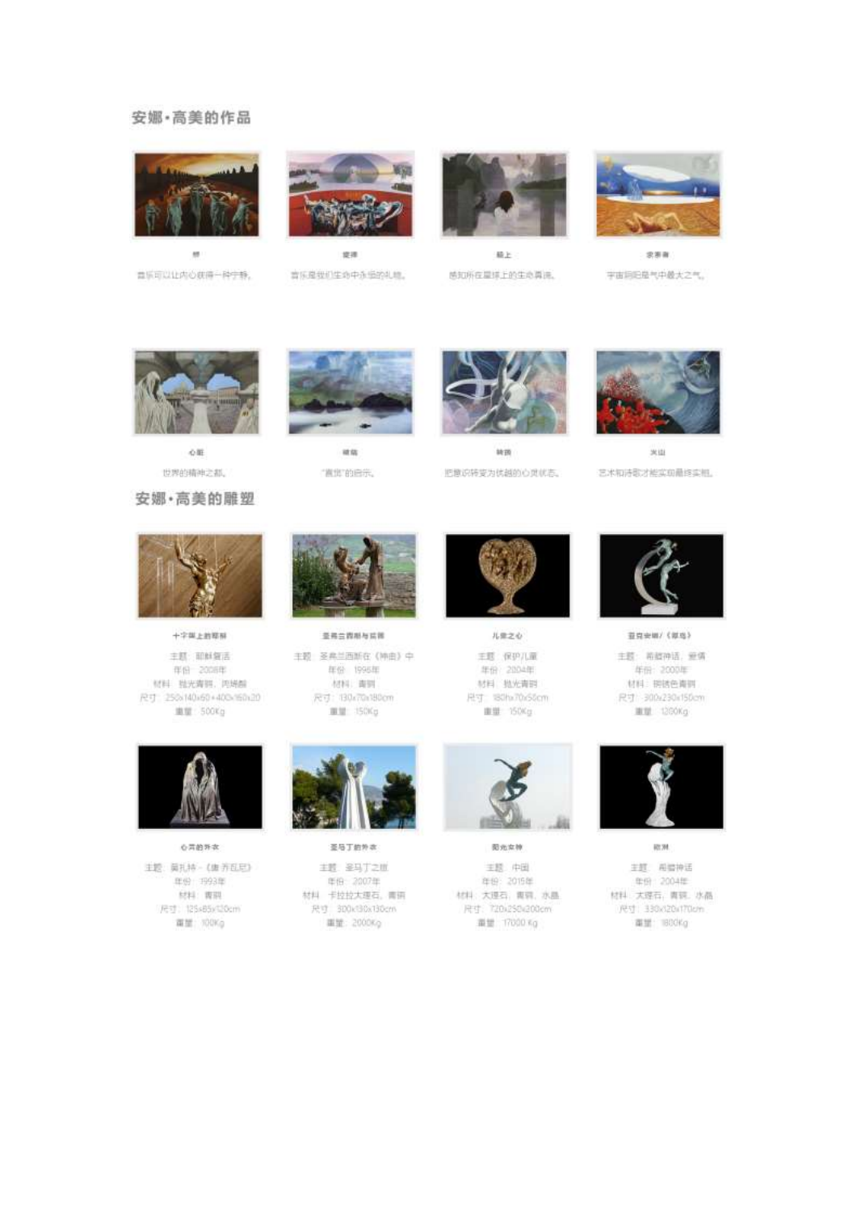## 安娜·高美的作品

**桥**

音乐可以让内心获得一种宁静。

**爱情**

音乐是我们生命中永恒的礼物。

**脸上**

感知所在星球上的生命真谛。

**求索者**

宇宙间阳是气中最大之气。

**心灵**

世界的精神之都。

**精髓**

"直觉"的启示。

**转换**

把意识转变为优越的心灵状态。

**火山**

艺术和诗歌才能实现最终实现。

## 安娜·高美的雕塑

**十字架上的耶稣**

主题：耶稣复活
年份：2008年
材料：抛光青铜、丙烯酸
尺寸：250x140x60+400x160x20
重量：500Kg

**圣弗兰西斯与狼群**

主题：圣弗兰西斯在《神曲》中
年份：1996年
材料：青铜
尺寸：130x70x180cm
重量：150Kg

**儿童之心**

主题：保护儿童
年份：2004年
材料：抛光青铜
尺寸：180hx70x50cm
重量：150Kg

**亚克安娜/《海鸟》**

主题：希腊神话、爱情
年份：2000年
材料：铜绿色青铜
尺寸：300x230x150cm
重量：1200Kg

**心灵的外衣**

主题：莫扎特·《唐乔瓦尼》
年份：1993年
材料：青铜
尺寸：125x85x120cm
重量：100Kg

**圣马丁的外衣**

主题：圣马丁之旅
年份：2007年
材料：卡拉拉大理石、青铜
尺寸：300x130x130cm
重量：2000Kg

**阳光女神**

主题：中国
年份：2015年
材料：大理石、青铜、水晶
尺寸：720x250x200cm
重量：17000 Kg

**欧洲**

主题：希腊神话
年份：2004年
材料：大理石、青铜、水晶
尺寸：330x120x170cm
重量：1800Kg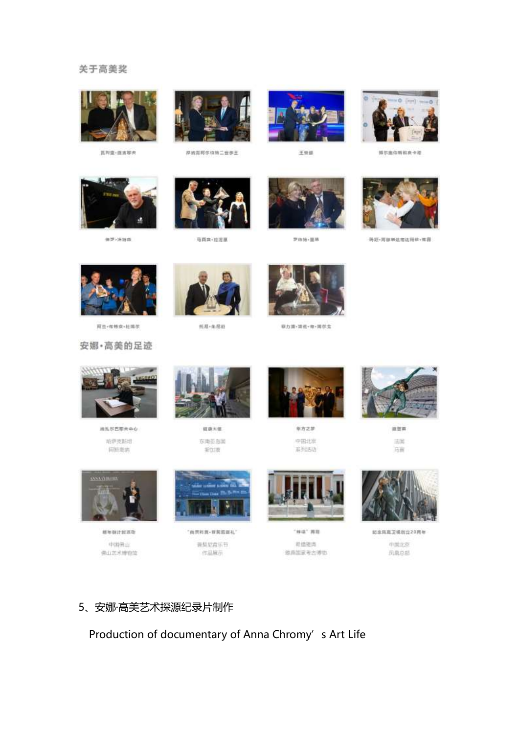关于高美奖

瓦列里·捷吉耶夫

摩纳哥阿尔伯特二世亲王

王惠星

博尔迪尔特科夫卡娜

保罗·沃特森

马西莫·拉涅里

罗伯特·里昂

玛妲·阿穆瑞达南达玛伊·玛依

阿兰·布格农·杜姆尔

托尼·朱尼奥

普力索·瑞佐·奇·姆尔戈

安娜·高美的足迹

弗瓦尔巴耶夫中心

哈萨克斯坦

阿斯塔纳

新加坡

东南亚岛国

新加坡

东方之梦

中国北京

系列活动

瞬望

法国

马赛

新年倒计时活动

中国佛山

佛山艺术博物馆

"向贡和奥·普契尼致礼"

普契尼音乐节

作品展示

"神话"再现

希腊雅典

雅典国家考古博物

纪念凤凰卫视创立20周年

中国北京

凤凰总部

5、安娜·高美艺术探源纪录片制作

Production of documentary of Anna Chromy's Art Life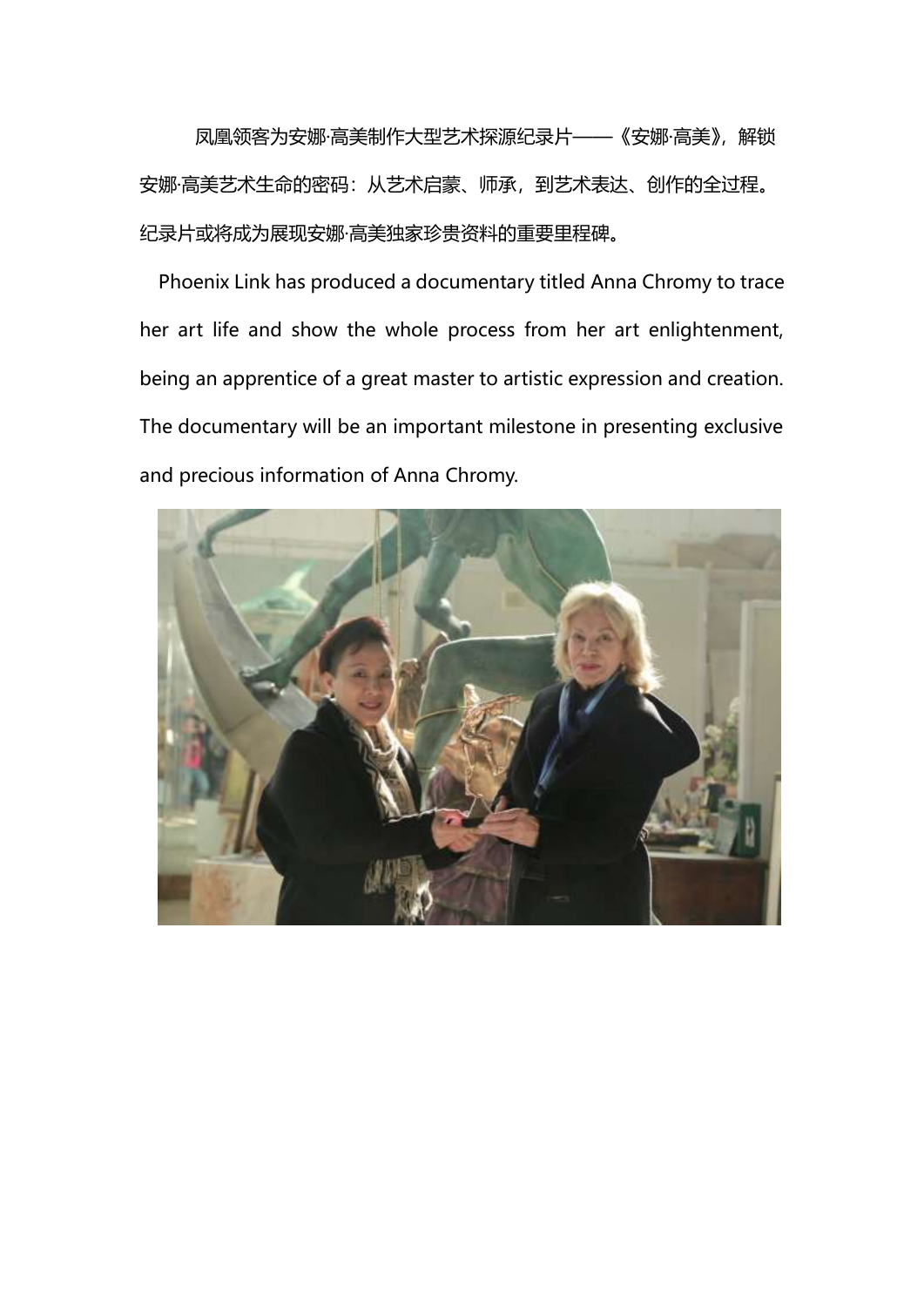凤凰领客为安娜·高美制作大型艺术探源纪录片——《安娜·高美》，解锁安娜·高美艺术生命的密码：从艺术启蒙、师承，到艺术表达、创作的全过程。纪录片或将成为展现安娜·高美独家珍贵资料的重要里程碑。

Phoenix Link has produced a documentary titled Anna Chromy to trace her art life and show the whole process from her art enlightenment, being an apprentice of a great master to artistic expression and creation. The documentary will be an important milestone in presenting exclusive and precious information of Anna Chromy.